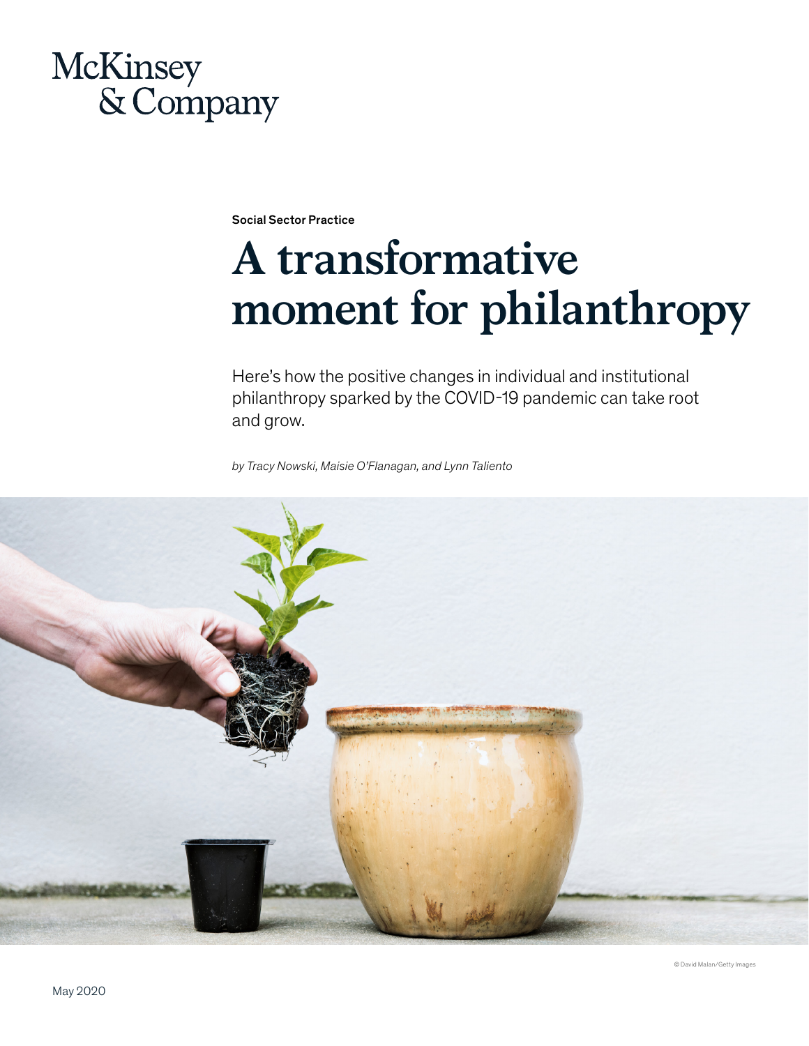McKinsey & Company

Social Sector Practice

# A transformative moment for philanthropy

Here's how the positive changes in individual and institutional philanthropy sparked by the COVID-19 pandemic can take root and grow.

*by Tracy Nowski, Maisie O'Flanagan, and Lynn Taliento*

© David Malan/Getty Images

May 2020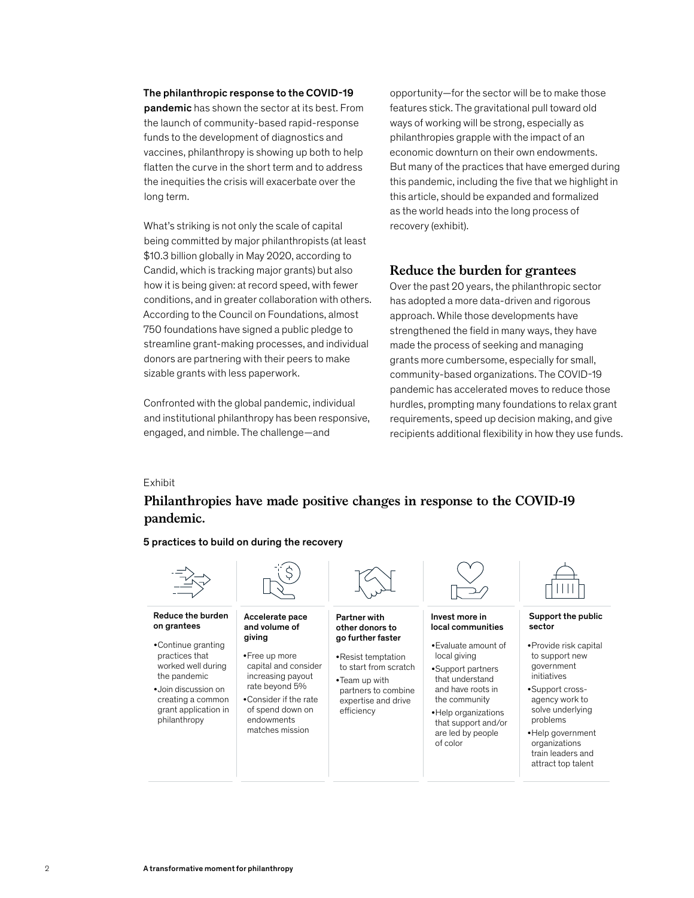**The philanthropic response to the COVID-19 pandemic** has shown the sector at its best. From the launch of community-based rapid-response funds to the development of diagnostics and vaccines, philanthropy is showing up both to help flatten the curve in the short term and to address the inequities the crisis will exacerbate over the long term.

What's striking is not only the scale of capital being committed by major philanthropists (at least $10.3 billion globally in May 2020, according to Candid, which is tracking major grants) but also how it is being given: at record speed, with fewer conditions, and in greater collaboration with others. According to the Council on Foundations, almost 750 foundations have signed a public pledge to streamline grant-making processes, and individual donors are partnering with their peers to make sizable grants with less paperwork.

Confronted with the global pandemic, individual and institutional philanthropy has been responsive, engaged, and nimble. The challenge—and opportunity—for the sector will be to make those features stick. The gravitational pull toward old ways of working will be strong, especially as philanthropies grapple with the impact of an economic downturn on their own endowments. But many of the practices that have emerged during this pandemic, including the five that we highlight in this article, should be expanded and formalized as the world heads into the long process of recovery (exhibit).

## Reduce the burden for grantees

Over the past 20 years, the philanthropic sector has adopted a more data-driven and rigorous approach. While those developments have strengthened the field in many ways, they have made the process of seeking and managing grants more cumbersome, especially for small, community-based organizations. The COVID-19 pandemic has accelerated moves to reduce those hurdles, prompting many foundations to relax grant requirements, speed up decision making, and give recipients additional flexibility in how they use funds.

Exhibit

### Philanthropies have made positive changes in response to the COVID-19 pandemic.

5 practices to build on during the recovery

| Reduce the burden on grantees | Accelerate pace and volume of giving | Partner with other donors to go further faster | Invest more in local communities | Support the public sector |
|---|---|---|---|---|
| • Continue granting practices that worked well during the pandemic<br>• Join discussion on creating a common grant application in philanthropy | • Free up more capital and consider increasing payout rate beyond 5%<br>• Consider if the rate of spend down on endowments matches mission | • Resist temptation to start from scratch<br>• Team up with partners to combine expertise and drive efficiency | • Evaluate amount of local giving<br>• Support partners that understand and have roots in the community<br>• Help organizations that support and/or are led by people of color | • Provide risk capital to support new government initiatives<br>• Support cross-agency work to solve underlying problems<br>• Help government organizations train leaders and attract top talent |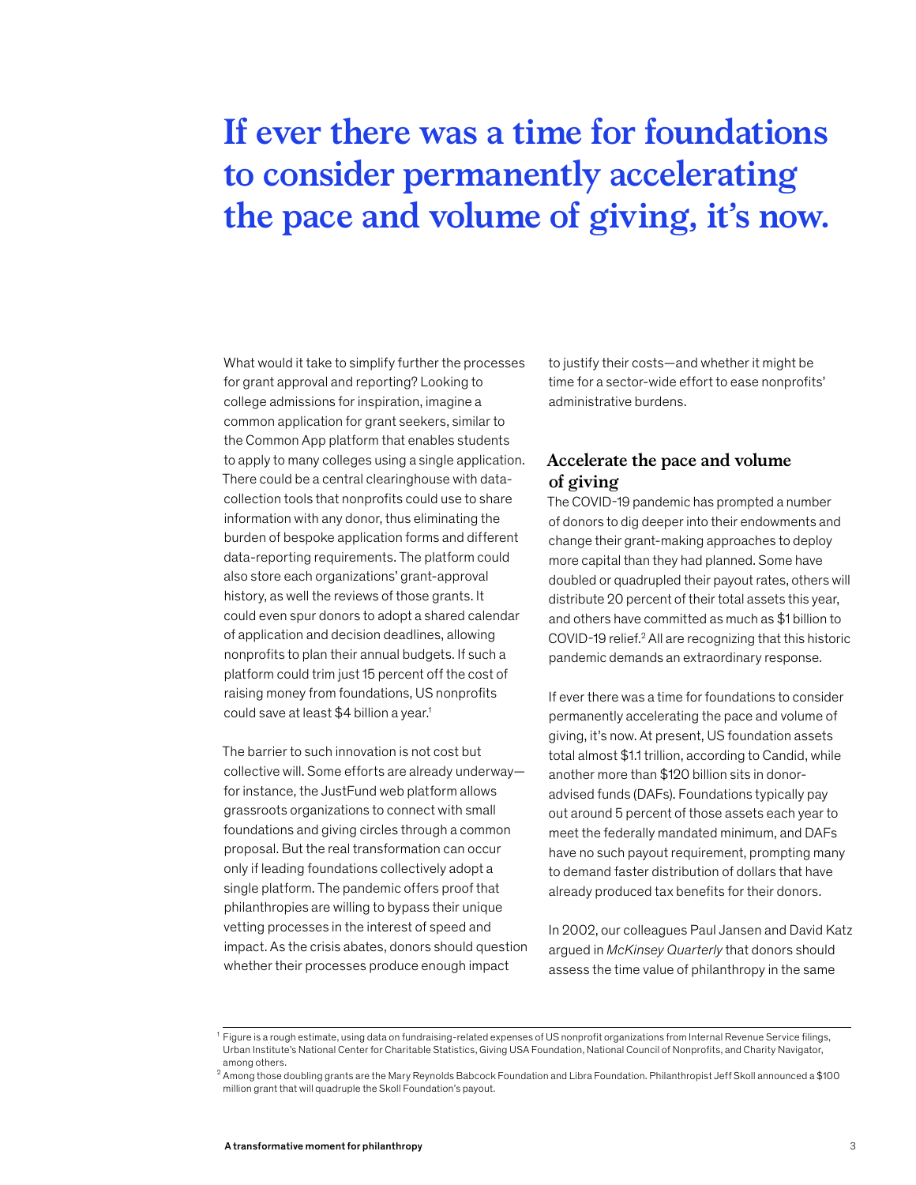# If ever there was a time for foundations to consider permanently accelerating the pace and volume of giving, it's now.

What would it take to simplify further the processes for grant approval and reporting? Looking to college admissions for inspiration, imagine a common application for grant seekers, similar to the Common App platform that enables students to apply to many colleges using a single application. There could be a central clearinghouse with data-collection tools that nonprofits could use to share information with any donor, thus eliminating the burden of bespoke application forms and different data-reporting requirements. The platform could also store each organizations' grant-approval history, as well the reviews of those grants. It could even spur donors to adopt a shared calendar of application and decision deadlines, allowing nonprofits to plan their annual budgets. If such a platform could trim just 15 percent off the cost of raising money from foundations, US nonprofits could save at least $4 billion a year.[1]

The barrier to such innovation is not cost but collective will. Some efforts are already underway—for instance, the JustFund web platform allows grassroots organizations to connect with small foundations and giving circles through a common proposal. But the real transformation can occur only if leading foundations collectively adopt a single platform. The pandemic offers proof that philanthropies are willing to bypass their unique vetting processes in the interest of speed and impact. As the crisis abates, donors should question whether their processes produce enough impact to justify their costs—and whether it might be time for a sector-wide effort to ease nonprofits' administrative burdens.

## Accelerate the pace and volume of giving

The COVID-19 pandemic has prompted a number of donors to dig deeper into their endowments and change their grant-making approaches to deploy more capital than they had planned. Some have doubled or quadrupled their payout rates, others will distribute 20 percent of their total assets this year, and others have committed as much as $1 billion to COVID-19 relief.[2] All are recognizing that this historic pandemic demands an extraordinary response.

If ever there was a time for foundations to consider permanently accelerating the pace and volume of giving, it's now. At present, US foundation assets total almost $1.1 trillion, according to Candid, while another more than $120 billion sits in donor-advised funds (DAFs). Foundations typically pay out around 5 percent of those assets each year to meet the federally mandated minimum, and DAFs have no such payout requirement, prompting many to demand faster distribution of dollars that have already produced tax benefits for their donors.

In 2002, our colleagues Paul Jansen and David Katz argued in *McKinsey Quarterly* that donors should assess the time value of philanthropy in the same

---

[1] Figure is a rough estimate, using data on fundraising-related expenses of US nonprofit organizations from Internal Revenue Service filings, Urban Institute's National Center for Charitable Statistics, Giving USA Foundation, National Council of Nonprofits, and Charity Navigator, among others.

[2] Among those doubling grants are the Mary Reynolds Babcock Foundation and Libra Foundation. Philanthropist Jeff Skoll announced a $100 million grant that will quadruple the Skoll Foundation's payout.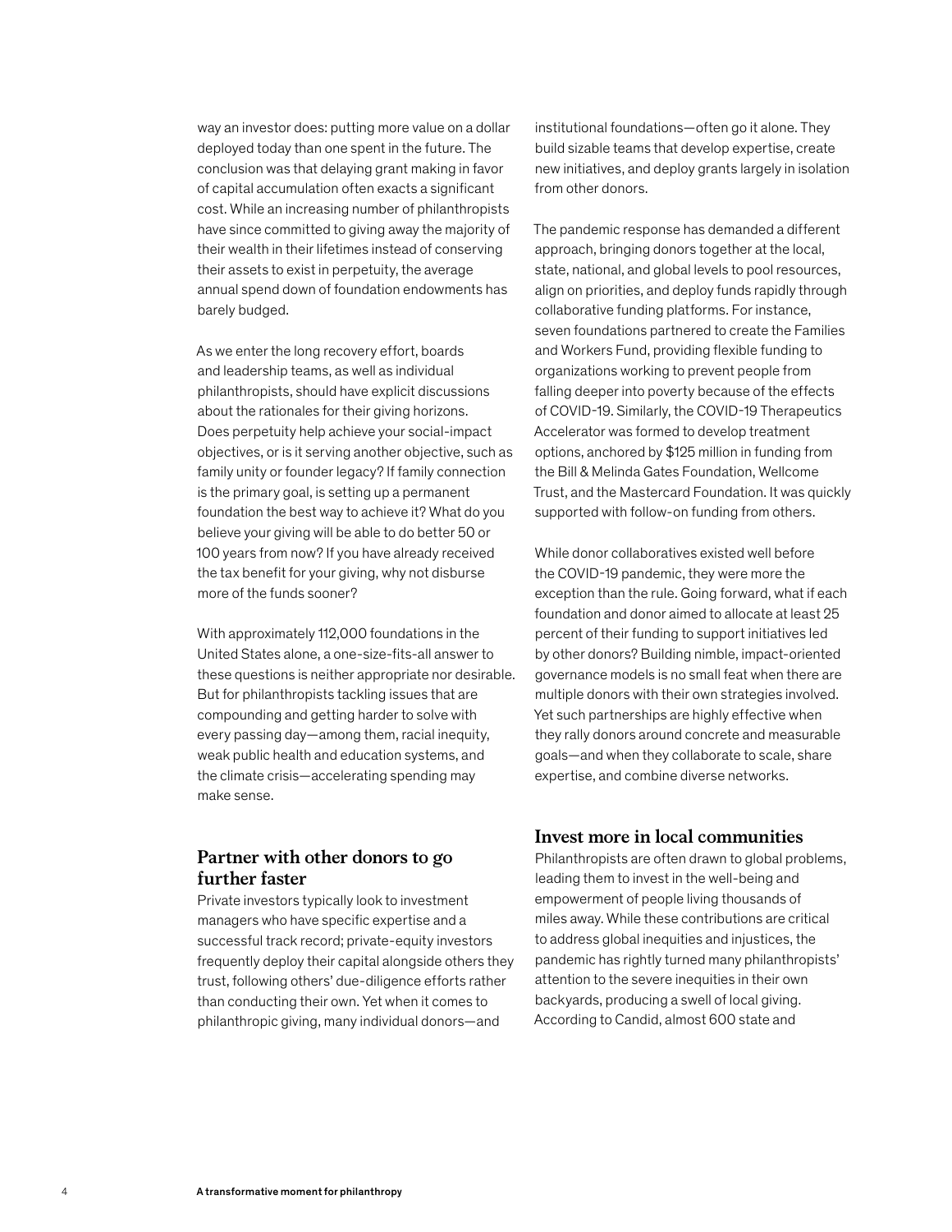way an investor does: putting more value on a dollar deployed today than one spent in the future. The conclusion was that delaying grant making in favor of capital accumulation often exacts a significant cost. While an increasing number of philanthropists have since committed to giving away the majority of their wealth in their lifetimes instead of conserving their assets to exist in perpetuity, the average annual spend down of foundation endowments has barely budged.

As we enter the long recovery effort, boards and leadership teams, as well as individual philanthropists, should have explicit discussions about the rationales for their giving horizons. Does perpetuity help achieve your social-impact objectives, or is it serving another objective, such as family unity or founder legacy? If family connection is the primary goal, is setting up a permanent foundation the best way to achieve it? What do you believe your giving will be able to do better 50 or 100 years from now? If you have already received the tax benefit for your giving, why not disburse more of the funds sooner?

With approximately 112,000 foundations in the United States alone, a one-size-fits-all answer to these questions is neither appropriate nor desirable. But for philanthropists tackling issues that are compounding and getting harder to solve with every passing day—among them, racial inequity, weak public health and education systems, and the climate crisis—accelerating spending may make sense.

## Partner with other donors to go further faster

Private investors typically look to investment managers who have specific expertise and a successful track record; private-equity investors frequently deploy their capital alongside others they trust, following others' due-diligence efforts rather than conducting their own. Yet when it comes to philanthropic giving, many individual donors—and institutional foundations—often go it alone. They build sizable teams that develop expertise, create new initiatives, and deploy grants largely in isolation from other donors.

The pandemic response has demanded a different approach, bringing donors together at the local, state, national, and global levels to pool resources, align on priorities, and deploy funds rapidly through collaborative funding platforms. For instance, seven foundations partnered to create the Families and Workers Fund, providing flexible funding to organizations working to prevent people from falling deeper into poverty because of the effects of COVID-19. Similarly, the COVID-19 Therapeutics Accelerator was formed to develop treatment options, anchored by $125 million in funding from the Bill & Melinda Gates Foundation, Wellcome Trust, and the Mastercard Foundation. It was quickly supported with follow-on funding from others.

While donor collaboratives existed well before the COVID-19 pandemic, they were more the exception than the rule. Going forward, what if each foundation and donor aimed to allocate at least 25 percent of their funding to support initiatives led by other donors? Building nimble, impact-oriented governance models is no small feat when there are multiple donors with their own strategies involved. Yet such partnerships are highly effective when they rally donors around concrete and measurable goals—and when they collaborate to scale, share expertise, and combine diverse networks.

## Invest more in local communities

Philanthropists are often drawn to global problems, leading them to invest in the well-being and empowerment of people living thousands of miles away. While these contributions are critical to address global inequities and injustices, the pandemic has rightly turned many philanthropists' attention to the severe inequities in their own backyards, producing a swell of local giving. According to Candid, almost 600 state and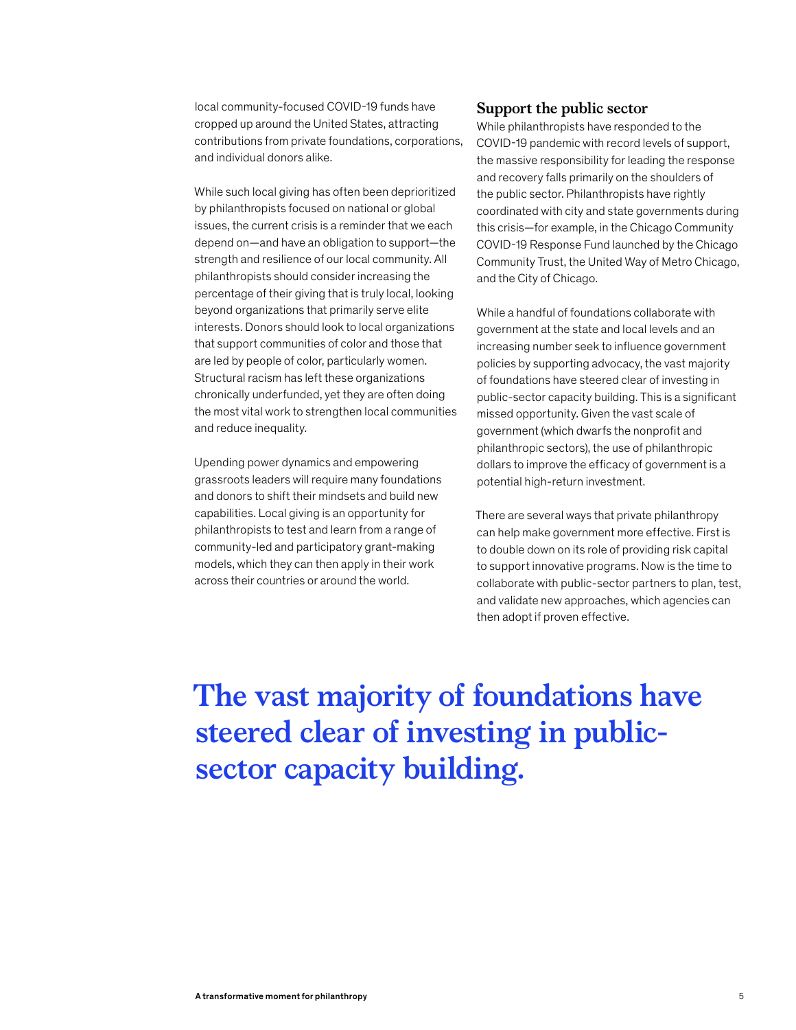local community-focused COVID-19 funds have cropped up around the United States, attracting contributions from private foundations, corporations, and individual donors alike.

While such local giving has often been deprioritized by philanthropists focused on national or global issues, the current crisis is a reminder that we each depend on—and have an obligation to support—the strength and resilience of our local community. All philanthropists should consider increasing the percentage of their giving that is truly local, looking beyond organizations that primarily serve elite interests. Donors should look to local organizations that support communities of color and those that are led by people of color, particularly women. Structural racism has left these organizations chronically underfunded, yet they are often doing the most vital work to strengthen local communities and reduce inequality.

Upending power dynamics and empowering grassroots leaders will require many foundations and donors to shift their mindsets and build new capabilities. Local giving is an opportunity for philanthropists to test and learn from a range of community-led and participatory grant-making models, which they can then apply in their work across their countries or around the world.

### Support the public sector

While philanthropists have responded to the COVID-19 pandemic with record levels of support, the massive responsibility for leading the response and recovery falls primarily on the shoulders of the public sector. Philanthropists have rightly coordinated with city and state governments during this crisis—for example, in the Chicago Community COVID-19 Response Fund launched by the Chicago Community Trust, the United Way of Metro Chicago, and the City of Chicago.

While a handful of foundations collaborate with government at the state and local levels and an increasing number seek to influence government policies by supporting advocacy, the vast majority of foundations have steered clear of investing in public-sector capacity building. This is a significant missed opportunity. Given the vast scale of government (which dwarfs the nonprofit and philanthropic sectors), the use of philanthropic dollars to improve the efficacy of government is a potential high-return investment.

There are several ways that private philanthropy can help make government more effective. First is to double down on its role of providing risk capital to support innovative programs. Now is the time to collaborate with public-sector partners to plan, test, and validate new approaches, which agencies can then adopt if proven effective.

**The vast majority of foundations have steered clear of investing in public-sector capacity building.**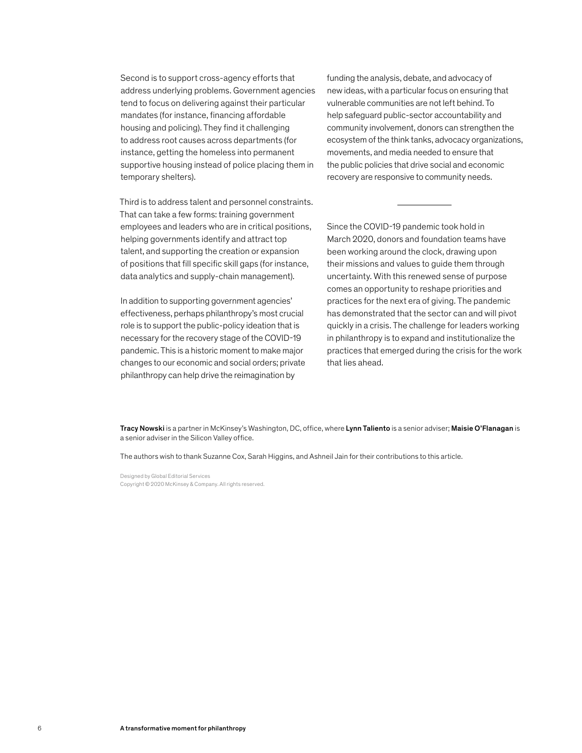Second is to support cross-agency efforts that address underlying problems. Government agencies tend to focus on delivering against their particular mandates (for instance, financing affordable housing and policing). They find it challenging to address root causes across departments (for instance, getting the homeless into permanent supportive housing instead of police placing them in temporary shelters).

Third is to address talent and personnel constraints. That can take a few forms: training government employees and leaders who are in critical positions, helping governments identify and attract top talent, and supporting the creation or expansion of positions that fill specific skill gaps (for instance, data analytics and supply-chain management).

In addition to supporting government agencies' effectiveness, perhaps philanthropy's most crucial role is to support the public-policy ideation that is necessary for the recovery stage of the COVID-19 pandemic. This is a historic moment to make major changes to our economic and social orders; private philanthropy can help drive the reimagination by funding the analysis, debate, and advocacy of new ideas, with a particular focus on ensuring that vulnerable communities are not left behind. To help safeguard public-sector accountability and community involvement, donors can strengthen the ecosystem of the think tanks, advocacy organizations, movements, and media needed to ensure that the public policies that drive social and economic recovery are responsive to community needs.

---

Since the COVID-19 pandemic took hold in March 2020, donors and foundation teams have been working around the clock, drawing upon their missions and values to guide them through uncertainty. With this renewed sense of purpose comes an opportunity to reshape priorities and practices for the next era of giving. The pandemic has demonstrated that the sector can and will pivot quickly in a crisis. The challenge for leaders working in philanthropy is to expand and institutionalize the practices that emerged during the crisis for the work that lies ahead.

**Tracy Nowski** is a partner in McKinsey's Washington, DC, office, where **Lynn Taliento** is a senior adviser; **Maisie O'Flanagan** is a senior adviser in the Silicon Valley office.

The authors wish to thank Suzanne Cox, Sarah Higgins, and Ashneil Jain for their contributions to this article.

Designed by Global Editorial Services
Copyright © 2020 McKinsey & Company. All rights reserved.